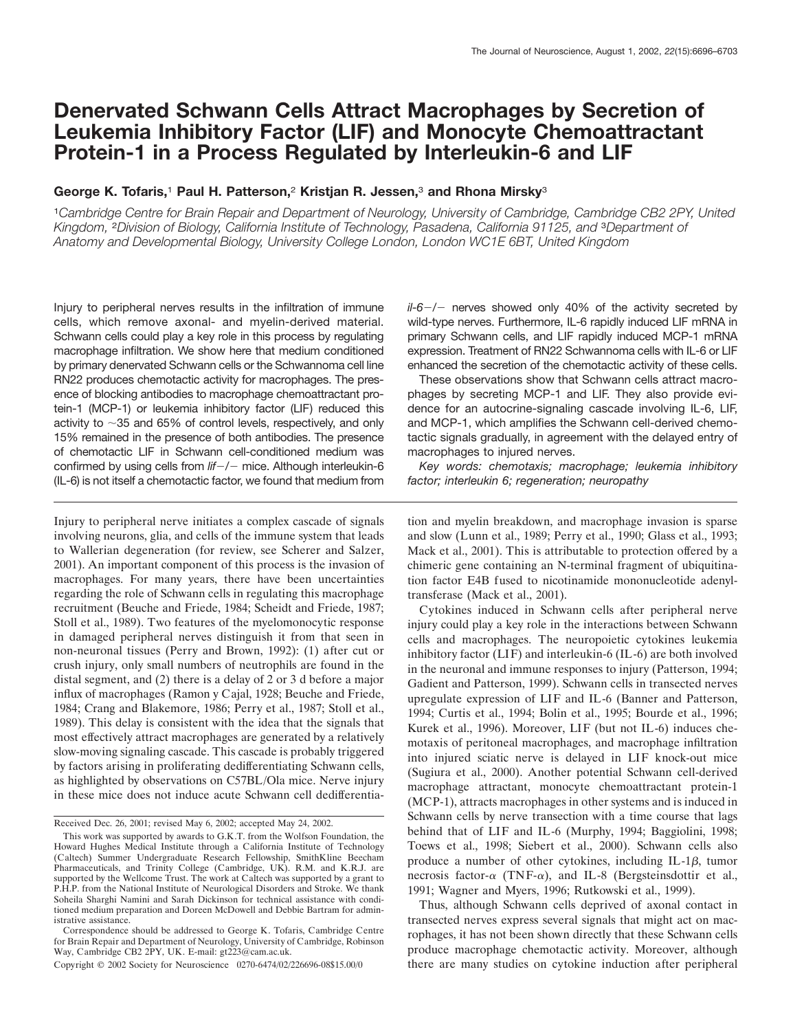# Denervated Schwann Cells Attract Macrophages by Secretion of Leukemia Inhibitory Factor (LIF) and Monocyte Chemoattractant Protein-1 in a Process Regulated by Interleukin-6 and LIF

**George K. Tofaris,[1] Paul H. Patterson,[2] Kristjan R. Jessen,[3] and Rhona Mirsky[3]**

[1]*Cambridge Centre for Brain Repair and Department of Neurology, University of Cambridge, Cambridge CB2 2PY, United Kingdom,* [2]*Division of Biology, California Institute of Technology, Pasadena, California 91125, and* [3]*Department of Anatomy and Developmental Biology, University College London, London WC1E 6BT, United Kingdom*

Injury to peripheral nerves results in the infiltration of immune cells, which remove axonal- and myelin-derived material. Schwann cells could play a key role in this process by regulating macrophage infiltration. We show here that medium conditioned by primary denervated Schwann cells or the Schwannoma cell line RN22 produces chemotactic activity for macrophages. The presence of blocking antibodies to macrophage chemoattractant protein-1 (MCP-1) or leukemia inhibitory factor (LIF) reduced this activity to ~35 and 65% of control levels, respectively, and only 15% remained in the presence of both antibodies. The presence of chemotactic LIF in Schwann cell-conditioned medium was confirmed by using cells from *lif−/−* mice. Although interleukin-6 (IL-6) is not itself a chemotactic factor, we found that medium from *il-6−/−* nerves showed only 40% of the activity secreted by wild-type nerves. Furthermore, IL-6 rapidly induced LIF mRNA in primary Schwann cells, and LIF rapidly induced MCP-1 mRNA expression. Treatment of RN22 Schwannoma cells with IL-6 or LIF enhanced the secretion of the chemotactic activity of these cells.

These observations show that Schwann cells attract macrophages by secreting MCP-1 and LIF. They also provide evidence for an autocrine-signaling cascade involving IL-6, LIF, and MCP-1, which amplifies the Schwann cell-derived chemotactic signals gradually, in agreement with the delayed entry of macrophages to injured nerves.

*Key words: chemotaxis; macrophage; leukemia inhibitory factor; interleukin 6; regeneration; neuropathy*

Injury to peripheral nerve initiates a complex cascade of signals involving neurons, glia, and cells of the immune system that leads to Wallerian degeneration (for review, see Scherer and Salzer, 2001). An important component of this process is the invasion of macrophages. For many years, there have been uncertainties regarding the role of Schwann cells in regulating this macrophage recruitment (Beuche and Friede, 1984; Scheidt and Friede, 1987; Stoll et al., 1989). Two features of the myelomonocytic response in damaged peripheral nerves distinguish it from that seen in non-neuronal tissues (Perry and Brown, 1992): (1) after cut or crush injury, only small numbers of neutrophils are found in the distal segment, and (2) there is a delay of 2 or 3 d before a major influx of macrophages (Ramon y Cajal, 1928; Beuche and Friede, 1984; Crang and Blakemore, 1986; Perry et al., 1987; Stoll et al., 1989). This delay is consistent with the idea that the signals that most effectively attract macrophages are generated by a relatively slow-moving signaling cascade. This cascade is probably triggered by factors arising in proliferating dedifferentiating Schwann cells, as highlighted by observations on C57BL/Ola mice. Nerve injury in these mice does not induce acute Schwann cell dedifferentiation and myelin breakdown, and macrophage invasion is sparse and slow (Lunn et al., 1989; Perry et al., 1990; Glass et al., 1993; Mack et al., 2001). This is attributable to protection offered by a chimeric gene containing an N-terminal fragment of ubiquitination factor E4B fused to nicotinamide mononucleotide adenyltransferase (Mack et al., 2001).

Cytokines induced in Schwann cells after peripheral nerve injury could play a key role in the interactions between Schwann cells and macrophages. The neuropoietic cytokines leukemia inhibitory factor (LIF) and interleukin-6 (IL-6) are both involved in the neuronal and immune responses to injury (Patterson, 1994; Gadient and Patterson, 1999). Schwann cells in transected nerves upregulate expression of LIF and IL-6 (Banner and Patterson, 1994; Curtis et al., 1994; Bolin et al., 1995; Bourde et al., 1996; Kurek et al., 1996). Moreover, LIF (but not IL-6) induces chemotaxis of peritoneal macrophages, and macrophage infiltration into injured sciatic nerve is delayed in LIF knock-out mice (Sugiura et al., 2000). Another potential Schwann cell-derived macrophage attractant, monocyte chemoattractant protein-1 (MCP-1), attracts macrophages in other systems and is induced in Schwann cells by nerve transection with a time course that lags behind that of LIF and IL-6 (Murphy, 1994; Baggiolini, 1998; Toews et al., 1998; Siebert et al., 2000). Schwann cells also produce a number of other cytokines, including IL-1$\beta$, tumor necrosis factor-$\alpha$ (TNF-$\alpha$), and IL-8 (Bergsteinsdottir et al., 1991; Wagner and Myers, 1996; Rutkowski et al., 1999).

Thus, although Schwann cells deprived of axonal contact in transected nerves express several signals that might act on macrophages, it has not been shown directly that these Schwann cells produce macrophage chemotactic activity. Moreover, although there are many studies on cytokine induction after peripheral

Received Dec. 26, 2001; revised May 6, 2002; accepted May 24, 2002.

This work was supported by awards to G.K.T. from the Wolfson Foundation, the Howard Hughes Medical Institute through a California Institute of Technology (Caltech) Summer Undergraduate Research Fellowship, SmithKline Beecham Pharmaceuticals, and Trinity College (Cambridge, UK). R.M. and K.R.J. are supported by the Wellcome Trust. The work at Caltech was supported by a grant to P.H.P. from the National Institute of Neurological Disorders and Stroke. We thank Soheila Sharghi Namini and Sarah Dickinson for technical assistance with conditioned medium preparation and Doreen McDowell and Debbie Bartram for administrative assistance.

Correspondence should be addressed to George K. Tofaris, Cambridge Centre for Brain Repair and Department of Neurology, University of Cambridge, Robinson Way, Cambridge CB2 2PY, UK. E-mail: gt223@cam.ac.uk.

Copyright © 2002 Society for Neuroscience 0270-6474/02/226696-08$15.00/0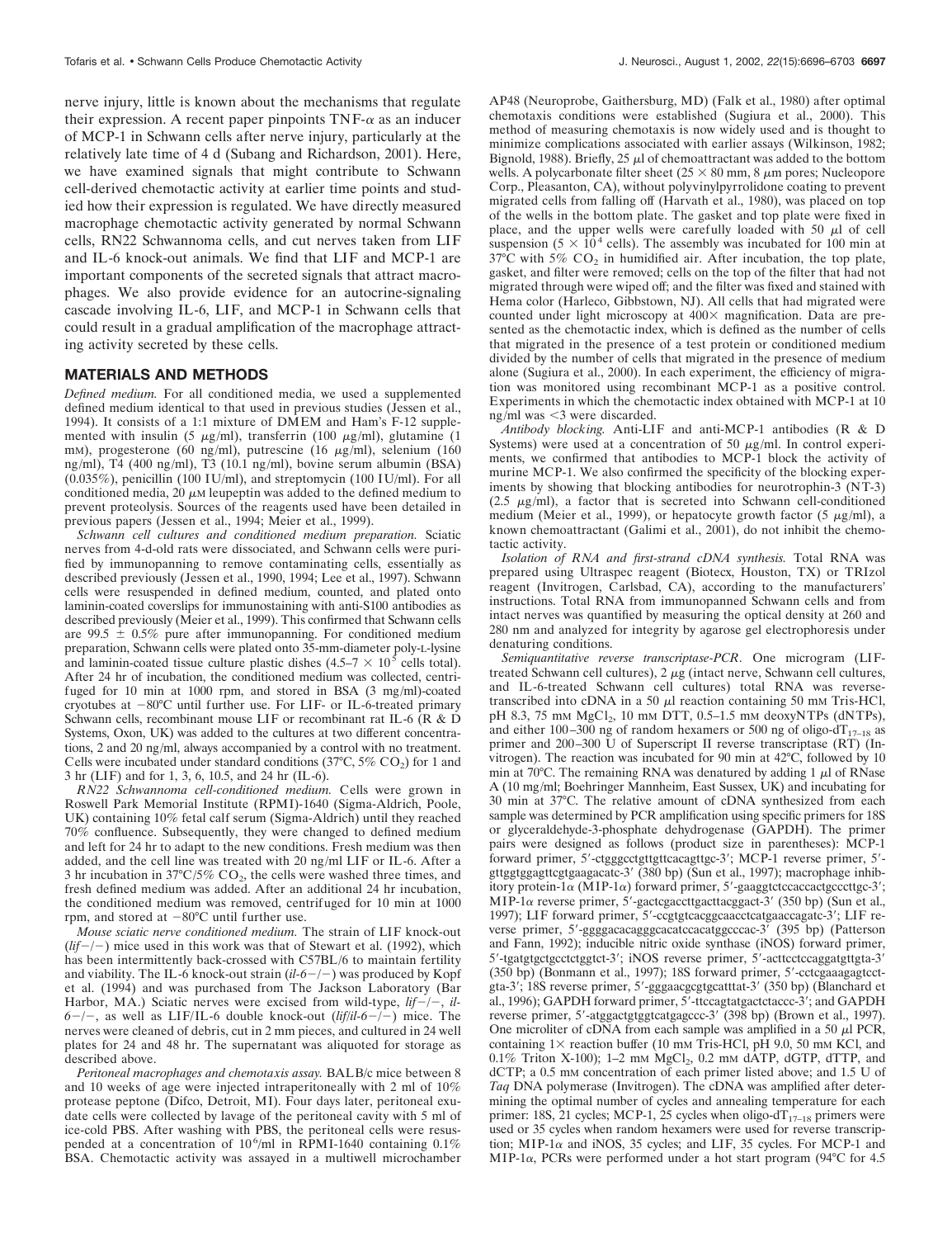nerve injury, little is known about the mechanisms that regulate their expression. A recent paper pinpoints TNF-α as an inducer of MCP-1 in Schwann cells after nerve injury, particularly at the relatively late time of 4 d (Subang and Richardson, 2001). Here, we have examined signals that might contribute to Schwann cell-derived chemotactic activity at earlier time points and studied how their expression is regulated. We have directly measured macrophage chemotactic activity generated by normal Schwann cells, RN22 Schwannoma cells, and cut nerves taken from LIF and IL-6 knock-out animals. We find that LIF and MCP-1 are important components of the secreted signals that attract macrophages. We also provide evidence for an autocrine-signaling cascade involving IL-6, LIF, and MCP-1 in Schwann cells that could result in a gradual amplification of the macrophage attracting activity secreted by these cells.

## MATERIALS AND METHODS

*Defined medium.* For all conditioned media, we used a supplemented defined medium identical to that used in previous studies (Jessen et al., 1994). It consists of a 1:1 mixture of DMEM and Ham's F-12 supplemented with insulin (5 μg/ml), transferrin (100 μg/ml), glutamine (1 mM), progesterone (60 ng/ml), putrescine (16 μg/ml), selenium (160 ng/ml), T4 (400 ng/ml), T3 (10.1 ng/ml), bovine serum albumin (BSA) (0.035%), penicillin (100 IU/ml), and streptomycin (100 IU/ml). For all conditioned media, 20 μM leupeptin was added to the defined medium to prevent proteolysis. Sources of the reagents used have been detailed in previous papers (Jessen et al., 1994; Meier et al., 1999).

*Schwann cell cultures and conditioned medium preparation.* Sciatic nerves from 4-d-old rats were dissociated, and Schwann cells were purified by immunopanning to remove contaminating cells, essentially as described previously (Jessen et al., 1990, 1994; Lee et al., 1997). Schwann cells were resuspended in defined medium, counted, and plated onto laminin-coated coverslips for immunostaining with anti-S100 antibodies as described previously (Meier et al., 1999). This confirmed that Schwann cells are 99.5 ± 0.5% pure after immunopanning. For conditioned medium preparation, Schwann cells were plated onto 35-mm-diameter poly-L-lysine and laminin-coated tissue culture plastic dishes ($4.5$–$7 \times 10^5$ cells total). After 24 hr of incubation, the conditioned medium was collected, centrifuged for 10 min at 1000 rpm, and stored in BSA (3 mg/ml)-coated cryotubes at −80°C until further use. For LIF- or IL-6-treated primary Schwann cells, recombinant mouse LIF or recombinant rat IL-6 (R & D Systems, Oxon, UK) was added to the cultures at two different concentrations, 2 and 20 ng/ml, always accompanied by a control with no treatment. Cells were incubated under standard conditions (37°C, 5% $CO_2$) for 1 and 3 hr (LIF) and for 1, 3, 6, 10.5, and 24 hr (IL-6).

*RN22 Schwannoma cell-conditioned medium.* Cells were grown in Roswell Park Memorial Institute (RPMI)-1640 (Sigma-Aldrich, Poole, UK) containing 10% fetal calf serum (Sigma-Aldrich) until they reached 70% confluence. Subsequently, they were changed to defined medium and left for 24 hr to adapt to the new conditions. Fresh medium was then added, and the cell line was treated with 20 ng/ml LIF or IL-6. After a 3 hr incubation in 37°C/5% $CO_2$, the cells were washed three times, and fresh defined medium was added. After an additional 24 hr incubation, the conditioned medium was removed, centrifuged for 10 min at 1000 rpm, and stored at −80°C until further use.

*Mouse sciatic nerve conditioned medium.* The strain of LIF knock-out (*lif*−/−) mice used in this work was that of Stewart et al. (1992), which has been intermittently back-crossed with C57BL/6 to maintain fertility and viability. The IL-6 knock-out strain (*il-6*−/−) was produced by Kopf et al. (1994) and was purchased from The Jackson Laboratory (Bar Harbor, MA.) Sciatic nerves were excised from wild-type, *lif*−/−, *il-6*−/−, as well as LIF/IL-6 double knock-out (*lif*/*il-6*−/−) mice. The nerves were cleaned of debris, cut in 2 mm pieces, and cultured in 24 well plates for 24 and 48 hr. The supernatant was aliquoted for storage as described above.

*Peritoneal macrophages and chemotaxis assay.* BALB/c mice between 8 and 10 weeks of age were injected intraperitoneally with 2 ml of 10% protease peptone (Difco, Detroit, MI). Four days later, peritoneal exudate cells were collected by lavage of the peritoneal cavity with 5 ml of ice-cold PBS. After washing with PBS, the peritoneal cells were resuspended at a concentration of $10^6$/ml in RPMI-1640 containing 0.1% BSA. Chemotactic activity was assayed in a multiwell microchamber AP48 (Neuroprobe, Gaithersburg, MD) (Falk et al., 1980) after optimal chemotaxis conditions were established (Sugiura et al., 2000). This method of measuring chemotaxis is now widely used and is thought to minimize complications associated with earlier assays (Wilkinson, 1982; Bignold, 1988). Briefly, 25 μl of chemoattractant was added to the bottom wells. A polycarbonate filter sheet (25 × 80 mm, 8 μm pores; Nucleopore Corp., Pleasanton, CA), without polyvinylpyrrolidone coating to prevent migrated cells from falling off (Harvath et al., 1980), was placed on top of the wells in the bottom plate. The gasket and top plate were fixed in place, and the upper wells were carefully loaded with 50 μl of cell suspension ($5 \times 10^4$ cells). The assembly was incubated for 100 min at 37°C with 5% $CO_2$ in humidified air. After incubation, the top plate, gasket, and filter were removed; cells on the top of the filter that had not migrated through were wiped off; and the filter was fixed and stained with Hema color (Harleco, Gibbstown, NJ). All cells that had migrated were counted under light microscopy at 400× magnification. Data are presented as the chemotactic index, which is defined as the number of cells that migrated in the presence of a test protein or conditioned medium divided by the number of cells that migrated in the presence of medium alone (Sugiura et al., 2000). In each experiment, the efficiency of migration was monitored using recombinant MCP-1 as a positive control. Experiments in which the chemotactic index obtained with MCP-1 at 10 ng/ml was <3 were discarded.

*Antibody blocking.* Anti-LIF and anti-MCP-1 antibodies (R & D Systems) were used at a concentration of 50 μg/ml. In control experiments, we confirmed that antibodies to MCP-1 block the activity of murine MCP-1. We also confirmed the specificity of the blocking experiments by showing that blocking antibodies for neurotrophin-3 (NT-3) (2.5 μg/ml), a factor that is secreted into Schwann cell-conditioned medium (Meier et al., 1999), or hepatocyte growth factor (5 μg/ml), a known chemoattractant (Galimi et al., 2001), do not inhibit the chemotactic activity.

*Isolation of RNA and first-strand cDNA synthesis.* Total RNA was prepared using Ultraspec reagent (Biotecx, Houston, TX) or TRIzol reagent (Invitrogen, Carlsbad, CA), according to the manufacturers' instructions. Total RNA from immunopanned Schwann cells and from intact nerves was quantified by measuring the optical density at 260 and 280 nm and analyzed for integrity by agarose gel electrophoresis under denaturing conditions.

*Semiquantitative reverse transcriptase-PCR.* One microgram (LIF-treated Schwann cell cultures), 2 μg (intact nerve, Schwann cell cultures, and IL-6-treated Schwann cell cultures) total RNA was reverse-transcribed into cDNA in a 50 μl reaction containing 50 mM Tris-HCl, pH 8.3, 75 mM $MgCl_2$, 10 mM DTT, 0.5–1.5 mM deoxyNTPs (dNTPs), and either 100–300 ng of random hexamers or 500 ng of oligo-$dT_{17–18}$ as primer and 200–300 U of Superscript II reverse transcriptase (RT) (Invitrogen). The reaction was incubated for 90 min at 42°C, followed by 10 min at 70°C. The remaining RNA was denatured by adding 1 μl of RNase A (10 mg/ml; Boehringer Mannheim, East Sussex, UK) and incubating for 30 min at 37°C. The relative amount of cDNA synthesized from each sample was determined by PCR amplification using specific primers for 18S or glyceraldehyde-3-phosphate dehydrogenase (GAPDH). The primer pairs were designed as follows (product size in parentheses): MCP-1 forward primer, 5′-ctgggcctgttgttcacagttgc-3′; MCP-1 reverse primer, 5′-gttggtggagttcgtgaagacatc-3′ (380 bp) (Sun et al., 1997); macrophage inhibitory protein-1α (MIP-1α) forward primer, 5′-gaaggtctccaccactgcccttgc-3′; MIP-1α reverse primer, 5′-gactcgaccttgacttacggact-3′ (350 bp) (Sun et al., 1997); LIF forward primer, 5′-ccgtgtcacggcaacctcatgaaccagatc-3′; LIF reverse primer, 5′-ggggacacagggcacatccacatggcccac-3′ (395 bp) (Patterson and Fann, 1992); inducible nitric oxide synthase (iNOS) forward primer, 5′-tgatgtgctgcctctggtct-3′; iNOS reverse primer, 5′-acttcctccaggatgttgta-3′ (350 bp) (Bonmann et al., 1997); 18S forward primer, 5′-cctcgaaagagtcctgta-3′; 18S reverse primer, 5′-gggaacgcgtgcatttat-3′ (350 bp) (Blanchard et al., 1996); GAPDH forward primer, 5′-ttccagtatgactctaccc-3′; and GAPDH reverse primer, 5′-atggactgtggtcatgagccc-3′ (398 bp) (Brown et al., 1997). One microliter of cDNA from each sample was amplified in a 50 μl PCR, containing 1× reaction buffer (10 mM Tris-HCl, pH 9.0, 50 mM KCl, and 0.1% Triton X-100); 1–2 mM $MgCl_2$, 0.2 mM dATP, dGTP, dTTP, and dCTP; a 0.5 mM concentration of each primer listed above; and 1.5 U of *Taq* DNA polymerase (Invitrogen). The cDNA was amplified after determining the optimal number of cycles and annealing temperature for each primer: 18S, 21 cycles; MCP-1, 25 cycles when oligo-$dT_{17–18}$ primers were used or 35 cycles when random hexamers were used for reverse transcription; MIP-1α and iNOS, 35 cycles; and LIF, 35 cycles. For MCP-1 and MIP-1α, PCRs were performed under a hot start program (94°C for 4.5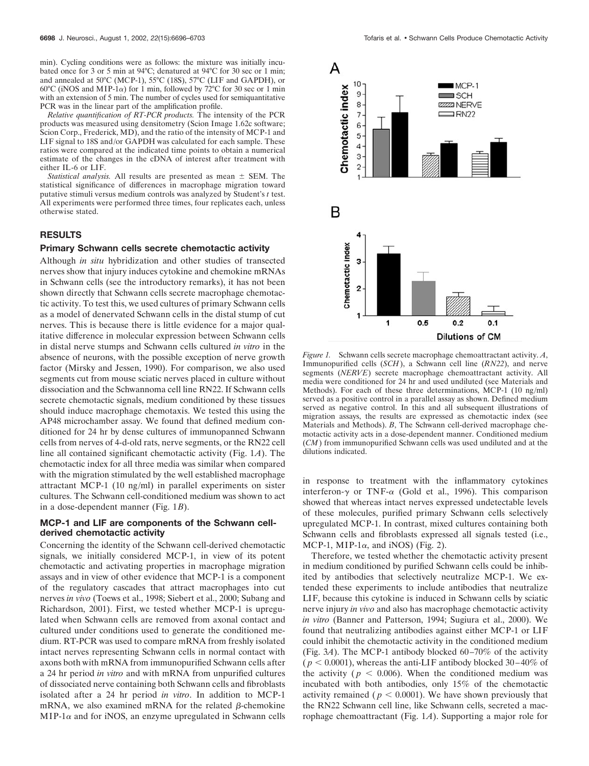min). Cycling conditions were as follows: the mixture was initially incubated once for 3 or 5 min at 94°C; denatured at 94°C for 30 sec or 1 min; and annealed at 50°C (MCP-1), 55°C (18S), 57°C (LIF and GAPDH), or 60°C (iNOS and MIP-1$\alpha$) for 1 min, followed by 72°C for 30 sec or 1 min with an extension of 5 min. The number of cycles used for semiquantitative PCR was in the linear part of the amplification profile.

*Relative quantification of RT-PCR products.* The intensity of the PCR products was measured using densitometry (Scion Image 1.62c software; Scion Corp., Frederick, MD), and the ratio of the intensity of MCP-1 and LIF signal to 18S and/or GAPDH was calculated for each sample. These ratios were compared at the indicated time points to obtain a numerical estimate of the changes in the cDNA of interest after treatment with either IL-6 or LIF.

*Statistical analysis.* All results are presented as mean ± SEM. The statistical significance of differences in macrophage migration toward putative stimuli versus medium controls was analyzed by Student's *t* test. All experiments were performed three times, four replicates each, unless otherwise stated.

## RESULTS

### Primary Schwann cells secrete chemotactic activity

Although *in situ* hybridization and other studies of transected nerves show that injury induces cytokine and chemokine mRNAs in Schwann cells (see the introductory remarks), it has not been shown directly that Schwann cells secrete macrophage chemotactic activity. To test this, we used cultures of primary Schwann cells as a model of denervated Schwann cells in the distal stump of cut nerves. This is because there is little evidence for a major qualitative difference in molecular expression between Schwann cells in distal nerve stumps and Schwann cells cultured *in vitro* in the absence of neurons, with the possible exception of nerve growth factor (Mirsky and Jessen, 1990). For comparison, we also used segments cut from mouse sciatic nerves placed in culture without dissociation and the Schwannoma cell line RN22. If Schwann cells secrete chemotactic signals, medium conditioned by these tissues should induce macrophage chemotaxis. We tested this using the AP48 microchamber assay. We found that defined medium conditioned for 24 hr by dense cultures of immunopanned Schwann cells from nerves of 4-d-old rats, nerve segments, or the RN22 cell line all contained significant chemotactic activity (Fig. 1*A*). The chemotactic index for all three media was similar when compared with the migration stimulated by the well established macrophage attractant MCP-1 (10 ng/ml) in parallel experiments on sister cultures. The Schwann cell-conditioned medium was shown to act in a dose-dependent manner (Fig. 1*B*).

### MCP-1 and LIF are components of the Schwann cell-derived chemotactic activity

Concerning the identity of the Schwann cell-derived chemotactic signals, we initially considered MCP-1, in view of its potent chemotactic and activating properties in macrophage migration assays and in view of other evidence that MCP-1 is a component of the regulatory cascades that attract macrophages into cut nerves *in vivo* (Toews et al., 1998; Siebert et al., 2000; Subang and Richardson, 2001). First, we tested whether MCP-1 is upregulated when Schwann cells are removed from axonal contact and cultured under conditions used to generate the conditioned medium. RT-PCR was used to compare mRNA from freshly isolated intact nerves representing Schwann cells in normal contact with axons both with mRNA from immunopurified Schwann cells after a 24 hr period *in vitro* and with mRNA from unpurified cultures of dissociated nerve containing both Schwann cells and fibroblasts isolated after a 24 hr period *in vitro*. In addition to MCP-1 mRNA, we also examined mRNA for the related $\beta$-chemokine MIP-1$\alpha$ and for iNOS, an enzyme upregulated in Schwann cells in response to treatment with the inflammatory cytokines interferon-$\gamma$ or TNF-$\alpha$ (Gold et al., 1996). This comparison showed that whereas intact nerves expressed undetectable levels of these molecules, purified primary Schwann cells selectively upregulated MCP-1. In contrast, mixed cultures containing both Schwann cells and fibroblasts expressed all signals tested (i.e., MCP-1, MIP-1$\alpha$, and iNOS) (Fig. 2).

Therefore, we tested whether the chemotactic activity present in medium conditioned by purified Schwann cells could be inhibited by antibodies that selectively neutralize MCP-1. We extended these experiments to include antibodies that neutralize LIF, because this cytokine is induced in Schwann cells by sciatic nerve injury *in vivo* and also has macrophage chemotactic activity *in vitro* (Banner and Patterson, 1994; Sugiura et al., 2000). We found that neutralizing antibodies against either MCP-1 or LIF could inhibit the chemotactic activity in the conditioned medium (Fig. 3*A*). The MCP-1 antibody blocked 60–70% of the activity ($p < 0.0001$), whereas the anti-LIF antibody blocked 30–40% of the activity ($p < 0.006$). When the conditioned medium was incubated with both antibodies, only 15% of the chemotactic activity remained ($p < 0.0001$). We have shown previously that the RN22 Schwann cell line, like Schwann cells, secreted a macrophage chemoattractant (Fig. 1*A*). Supporting a major role for

*Figure 1.* Schwann cells secrete macrophage chemoattractant activity. *A*, Immunopurified cells (*SCH*), a Schwann cell line (*RN22*), and nerve segments (*NERVE*) secrete macrophage chemoattractant activity. All media were conditioned for 24 hr and used undiluted (see Materials and Methods). For each of these three determinations, MCP-1 (10 ng/ml) served as a positive control in a parallel assay as shown. Defined medium served as negative control. In this and all subsequent illustrations of migration assays, the results are expressed as chemotactic index (see Materials and Methods). *B*, The Schwann cell-derived macrophage chemotactic activity acts in a dose-dependent manner. Conditioned medium (*CM*) from immunopurified Schwann cells was used undiluted and at the dilutions indicated.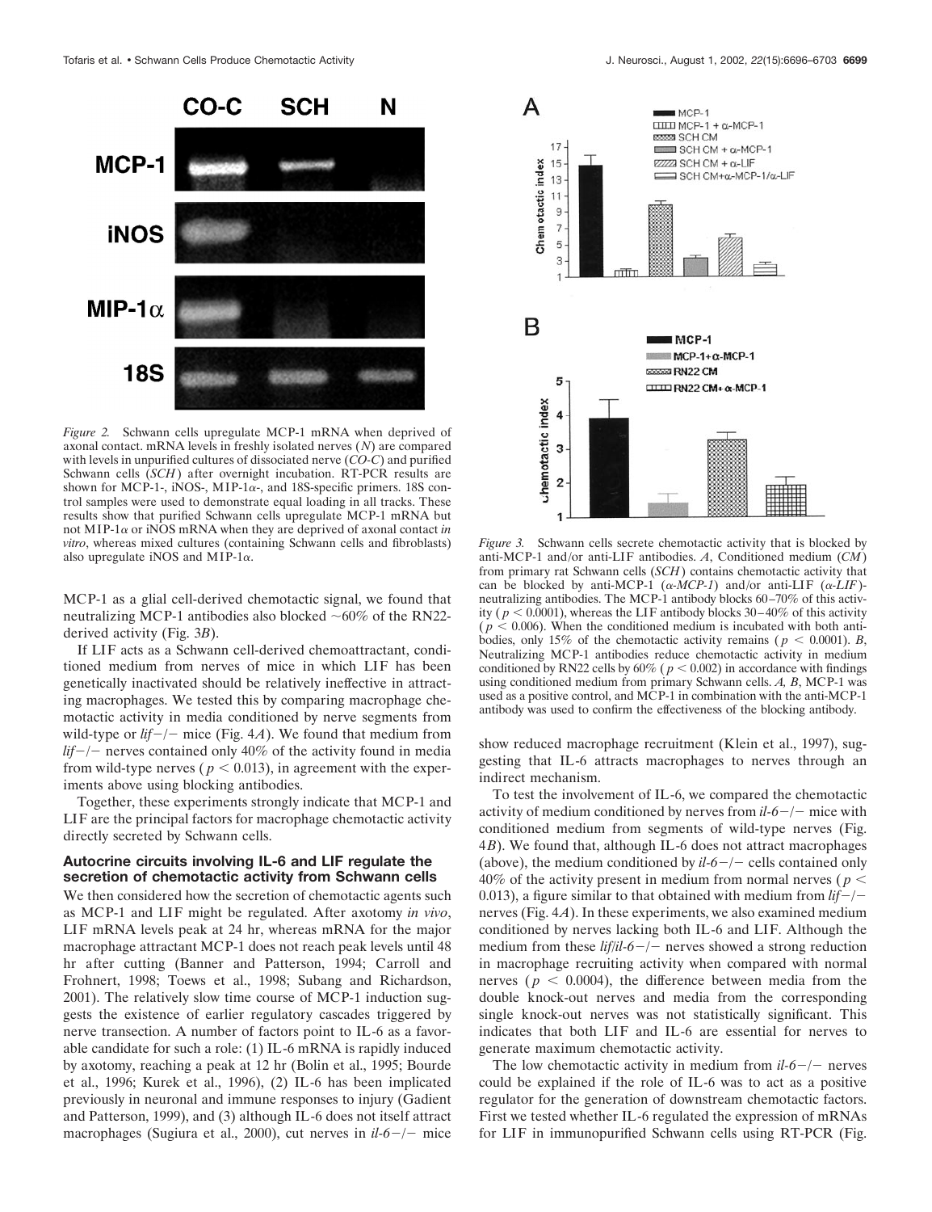*Figure 2.* Schwann cells upregulate MCP-1 mRNA when deprived of axonal contact. mRNA levels in freshly isolated nerves (*N*) are compared with levels in unpurified cultures of dissociated nerve (*CO-C*) and purified Schwann cells (*SCH*) after overnight incubation. RT-PCR results are shown for MCP-1-, iNOS-, MIP-1α-, and 18S-specific primers. 18S control samples were used to demonstrate equal loading in all tracks. These results show that purified Schwann cells upregulate MCP-1 mRNA but not MIP-1α or iNOS mRNA when they are deprived of axonal contact *in vitro*, whereas mixed cultures (containing Schwann cells and fibroblasts) also upregulate iNOS and MIP-1α.

*Figure 3.* Schwann cells secrete chemotactic activity that is blocked by anti-MCP-1 and/or anti-LIF antibodies. *A*, Conditioned medium (*CM*) from primary rat Schwann cells (*SCH*) contains chemotactic activity that can be blocked by anti-MCP-1 (*α-MCP-1*) and/or anti-LIF (*α-LIF*)-neutralizing antibodies. The MCP-1 antibody blocks 60–70% of this activity ($p < 0.0001$), whereas the LIF antibody blocks 30–40% of this activity ($p < 0.006$). When the conditioned medium is incubated with both antibodies, only 15% of the chemotactic activity remains ($p < 0.0001$). *B*, Neutralizing MCP-1 antibodies reduce chemotactic activity in medium conditioned by RN22 cells by 60% ($p < 0.002$) in accordance with findings using conditioned medium from primary Schwann cells. *A, B*, MCP-1 was used as a positive control, and MCP-1 in combination with the anti-MCP-1 antibody was used to confirm the effectiveness of the blocking antibody.

MCP-1 as a glial cell-derived chemotactic signal, we found that neutralizing MCP-1 antibodies also blocked ~60% of the RN22-derived activity (Fig. 3*B*).

If LIF acts as a Schwann cell-derived chemoattractant, conditioned medium from nerves of mice in which LIF has been genetically inactivated should be relatively ineffective in attracting macrophages. We tested this by comparing macrophage chemotactic activity in media conditioned by nerve segments from wild-type or *lif*−/− mice (Fig. 4*A*). We found that medium from *lif*−/− nerves contained only 40% of the activity found in media from wild-type nerves ($p < 0.013$), in agreement with the experiments above using blocking antibodies.

Together, these experiments strongly indicate that MCP-1 and LIF are the principal factors for macrophage chemotactic activity directly secreted by Schwann cells.

### Autocrine circuits involving IL-6 and LIF regulate the secretion of chemotactic activity from Schwann cells

We then considered how the secretion of chemotactic agents such as MCP-1 and LIF might be regulated. After axotomy *in vivo*, LIF mRNA levels peak at 24 hr, whereas mRNA for the major macrophage attractant MCP-1 does not reach peak levels until 48 hr after cutting (Banner and Patterson, 1994; Carroll and Frohnert, 1998; Toews et al., 1998; Subang and Richardson, 2001). The relatively slow time course of MCP-1 induction suggests the existence of earlier regulatory cascades triggered by nerve transection. A number of factors point to IL-6 as a favorable candidate for such a role: (1) IL-6 mRNA is rapidly induced by axotomy, reaching a peak at 12 hr (Bolin et al., 1995; Bourde et al., 1996; Kurek et al., 1996), (2) IL-6 has been implicated previously in neuronal and immune responses to injury (Gadient and Patterson, 1999), and (3) although IL-6 does not itself attract macrophages (Sugiura et al., 2000), cut nerves in *il-6*−/− mice show reduced macrophage recruitment (Klein et al., 1997), suggesting that IL-6 attracts macrophages to nerves through an indirect mechanism.

To test the involvement of IL-6, we compared the chemotactic activity of medium conditioned by nerves from *il-6*−/− mice with conditioned medium from segments of wild-type nerves (Fig. 4*B*). We found that, although IL-6 does not attract macrophages (above), the medium conditioned by *il-6*−/− cells contained only 40% of the activity present in medium from normal nerves ($p < 0.013$), a figure similar to that obtained with medium from *lif*−/− nerves (Fig. 4*A*). In these experiments, we also examined medium conditioned by nerves lacking both IL-6 and LIF. Although the medium from these *lif*/*il-6*−/− nerves showed a strong reduction in macrophage recruiting activity when compared with normal nerves ($p < 0.0004$), the difference between media from the double knock-out nerves and media from the corresponding single knock-out nerves was not statistically significant. This indicates that both LIF and IL-6 are essential for nerves to generate maximum chemotactic activity.

The low chemotactic activity in medium from *il-6*−/− nerves could be explained if the role of IL-6 was to act as a positive regulator for the generation of downstream chemotactic factors. First we tested whether IL-6 regulated the expression of mRNAs for LIF in immunopurified Schwann cells using RT-PCR (Fig.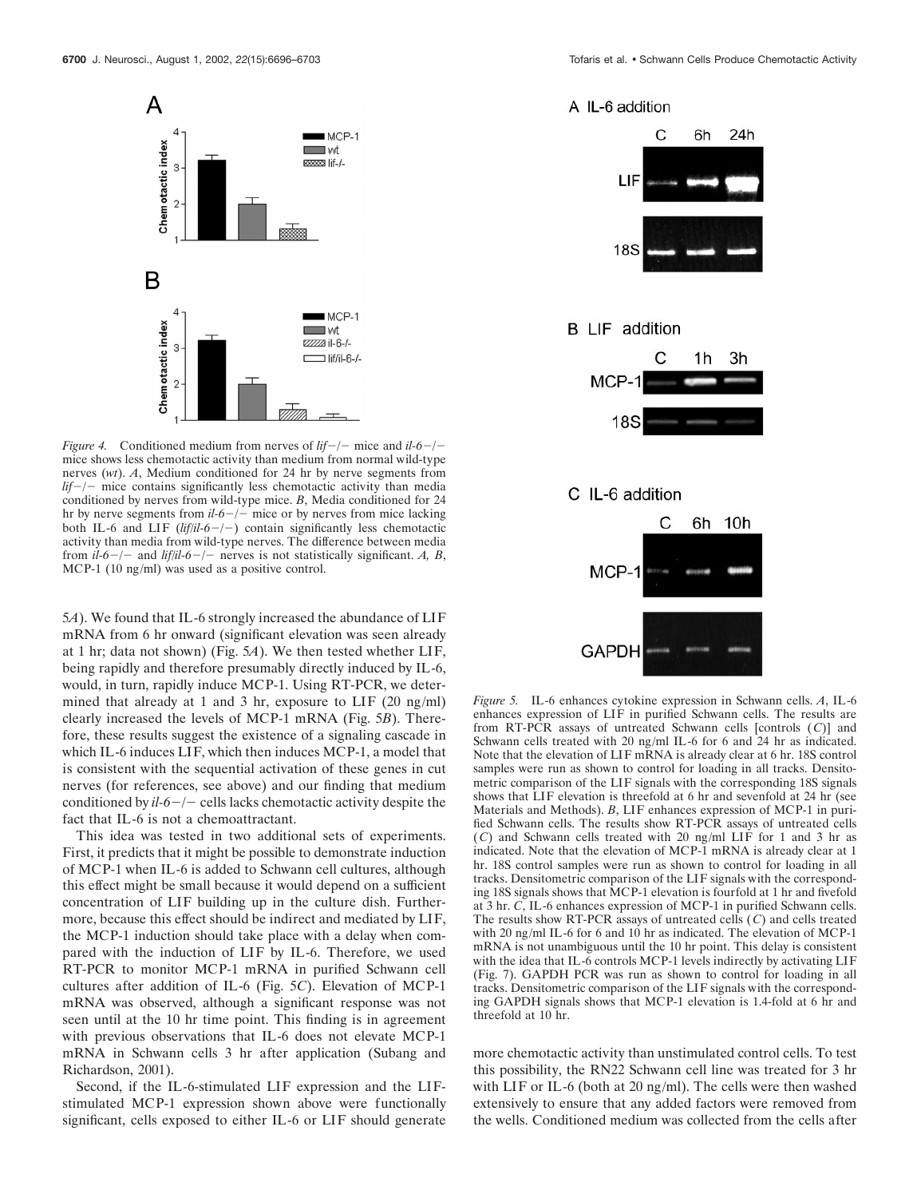*Figure 4.* Conditioned medium from nerves of *lif*−/− mice and *il-6*−/− mice shows less chemotactic activity than medium from normal wild-type nerves (*wt*). *A*, Medium conditioned for 24 hr by nerve segments from *lif*−/− mice contains significantly less chemotactic activity than media conditioned by nerves from wild-type mice. *B*, Media conditioned for 24 hr by nerve segments from *il-6*−/− mice or by nerves from mice lacking both IL-6 and LIF (*lif/il-6*−/−) contain significantly less chemotactic activity than media from wild-type nerves. The difference between media from *il-6*−/− and *lif/il-6*−/− nerves is not statistically significant. *A, B*, MCP-1 (10 ng/ml) was used as a positive control.

5*A*). We found that IL-6 strongly increased the abundance of LIF mRNA from 6 hr onward (significant elevation was seen already at 1 hr; data not shown) (Fig. 5*A*). We then tested whether LIF, being rapidly and therefore presumably directly induced by IL-6, would, in turn, rapidly induce MCP-1. Using RT-PCR, we determined that already at 1 and 3 hr, exposure to LIF (20 ng/ml) clearly increased the levels of MCP-1 mRNA (Fig. 5*B*). Therefore, these results suggest the existence of a signaling cascade in which IL-6 induces LIF, which then induces MCP-1, a model that is consistent with the sequential activation of these genes in cut nerves (for references, see above) and our finding that medium conditioned by *il-6*−/− cells lacks chemotactic activity despite the fact that IL-6 is not a chemoattractant.

This idea was tested in two additional sets of experiments. First, it predicts that it might be possible to demonstrate induction of MCP-1 when IL-6 is added to Schwann cell cultures, although this effect might be small because it would depend on a sufficient concentration of LIF building up in the culture dish. Furthermore, because this effect should be indirect and mediated by LIF, the MCP-1 induction should take place with a delay when compared with the induction of LIF by IL-6. Therefore, we used RT-PCR to monitor MCP-1 mRNA in purified Schwann cell cultures after addition of IL-6 (Fig. 5*C*). Elevation of MCP-1 mRNA was observed, although a significant response was not seen until at the 10 hr time point. This finding is in agreement with previous observations that IL-6 does not elevate MCP-1 mRNA in Schwann cells 3 hr after application (Subang and Richardson, 2001).

Second, if the IL-6-stimulated LIF expression and the LIF-stimulated MCP-1 expression shown above were functionally significant, cells exposed to either IL-6 or LIF should generate more chemotactic activity than unstimulated control cells. To test this possibility, the RN22 Schwann cell line was treated for 3 hr with LIF or IL-6 (both at 20 ng/ml). The cells were then washed extensively to ensure that any added factors were removed from the wells. Conditioned medium was collected from the cells after

*Figure 5.* IL-6 enhances cytokine expression in Schwann cells. *A*, IL-6 enhances expression of LIF in purified Schwann cells. The results are from RT-PCR assays of untreated Schwann cells [controls (*C*)] and Schwann cells treated with 20 ng/ml IL-6 for 6 and 24 hr as indicated. Note that the elevation of LIF mRNA is already clear at 6 hr. 18S control samples were run as shown to control for loading in all tracks. Densitometric comparison of the LIF signals with the corresponding 18S signals shows that LIF elevation is threefold at 6 hr and sevenfold at 24 hr (see Materials and Methods). *B*, LIF enhances expression of MCP-1 in purified Schwann cells. The results show RT-PCR assays of untreated cells (*C*) and Schwann cells treated with 20 ng/ml LIF for 1 and 3 hr as indicated. Note that the elevation of MCP-1 mRNA is already clear at 1 hr. 18S control samples were run as shown to control for loading in all tracks. Densitometric comparison of the LIF signals with the corresponding 18S signals shows that MCP-1 elevation is fourfold at 1 hr and fivefold at 3 hr. *C*, IL-6 enhances expression of MCP-1 in purified Schwann cells. The results show RT-PCR assays of untreated cells (*C*) and cells treated with 20 ng/ml IL-6 for 6 and 10 hr as indicated. The elevation of MCP-1 mRNA is not unambiguous until the 10 hr point. This delay is consistent with the idea that IL-6 controls MCP-1 levels indirectly by activating LIF (Fig. 7). GAPDH PCR was run as shown to control for loading in all tracks. Densitometric comparison of the LIF signals with the corresponding GAPDH signals shows that MCP-1 elevation is 1.4-fold at 6 hr and threefold at 10 hr.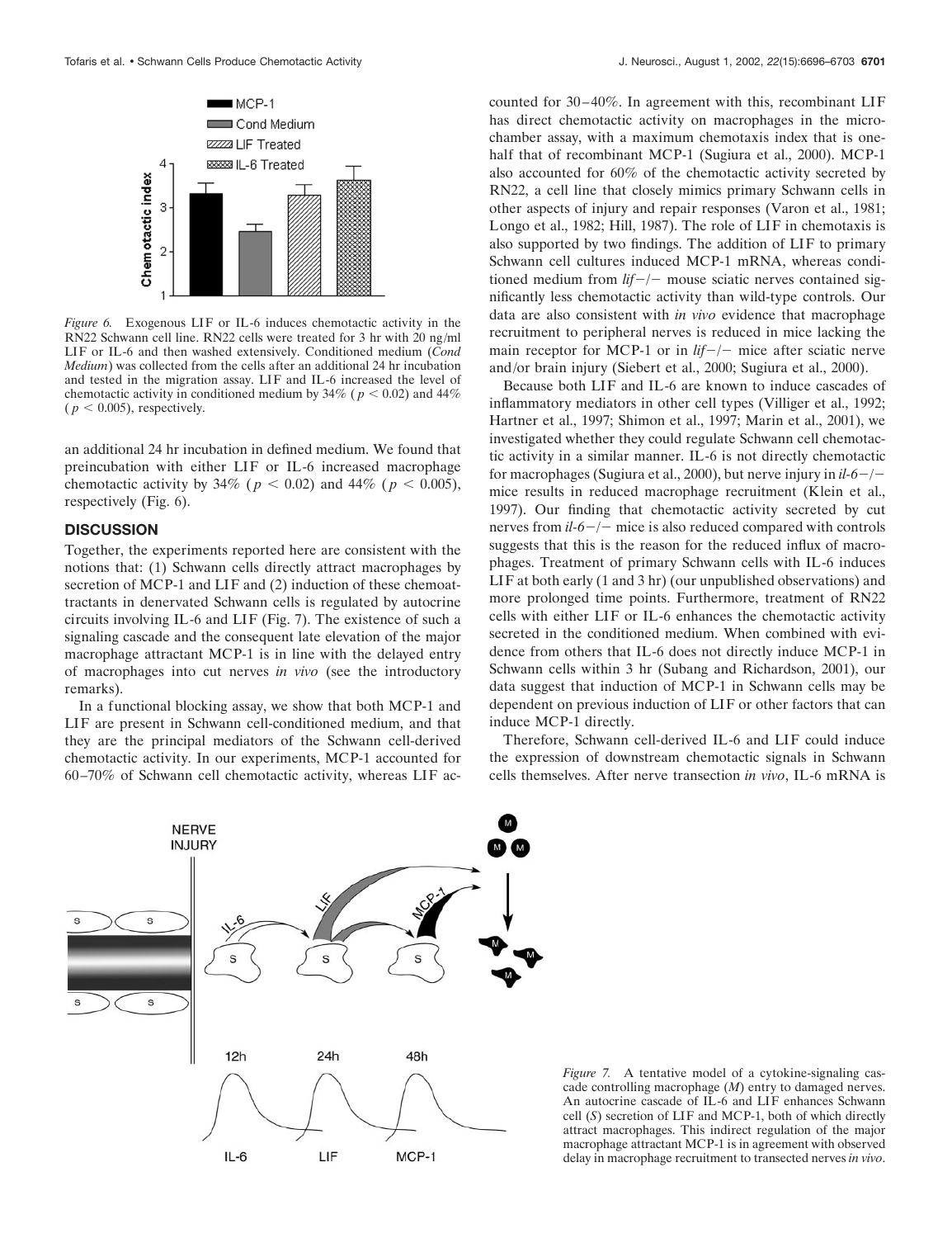*Figure 6.* Exogenous LIF or IL-6 induces chemotactic activity in the RN22 Schwann cell line. RN22 cells were treated for 3 hr with 20 ng/ml LIF or IL-6 and then washed extensively. Conditioned medium (*Cond Medium*) was collected from the cells after an additional 24 hr incubation and tested in the migration assay. LIF and IL-6 increased the level of chemotactic activity in conditioned medium by 34% ($p < 0.02$) and 44% ($p < 0.005$), respectively.

an additional 24 hr incubation in defined medium. We found that preincubation with either LIF or IL-6 increased macrophage chemotactic activity by 34% ($p < 0.02$) and 44% ($p < 0.005$), respectively (Fig. 6).

## DISCUSSION

Together, the experiments reported here are consistent with the notions that: (1) Schwann cells directly attract macrophages by secretion of MCP-1 and LIF and (2) induction of these chemoattractants in denervated Schwann cells is regulated by autocrine circuits involving IL-6 and LIF (Fig. 7). The existence of such a signaling cascade and the consequent late elevation of the major macrophage attractant MCP-1 is in line with the delayed entry of macrophages into cut nerves *in vivo* (see the introductory remarks).

In a functional blocking assay, we show that both MCP-1 and LIF are present in Schwann cell-conditioned medium, and that they are the principal mediators of the Schwann cell-derived chemotactic activity. In our experiments, MCP-1 accounted for 60–70% of Schwann cell chemotactic activity, whereas LIF accounted for 30–40%. In agreement with this, recombinant LIF has direct chemotactic activity on macrophages in the microchamber assay, with a maximum chemotaxis index that is one-half that of recombinant MCP-1 (Sugiura et al., 2000). MCP-1 also accounted for 60% of the chemotactic activity secreted by RN22, a cell line that closely mimics primary Schwann cells in other aspects of injury and repair responses (Varon et al., 1981; Longo et al., 1982; Hill, 1987). The role of LIF in chemotaxis is also supported by two findings. The addition of LIF to primary Schwann cell cultures induced MCP-1 mRNA, whereas conditioned medium from *lif*−/− mouse sciatic nerves contained significantly less chemotactic activity than wild-type controls. Our data are also consistent with *in vivo* evidence that macrophage recruitment to peripheral nerves is reduced in mice lacking the main receptor for MCP-1 or in *lif*−/− mice after sciatic nerve and/or brain injury (Siebert et al., 2000; Sugiura et al., 2000).

Because both LIF and IL-6 are known to induce cascades of inflammatory mediators in other cell types (Villiger et al., 1992; Hartner et al., 1997; Shimon et al., 1997; Marin et al., 2001), we investigated whether they could regulate Schwann cell chemotactic activity in a similar manner. IL-6 is not directly chemotactic for macrophages (Sugiura et al., 2000), but nerve injury in *il-6*−/− mice results in reduced macrophage recruitment (Klein et al., 1997). Our finding that chemotactic activity secreted by cut nerves from *il-6*−/− mice is also reduced compared with controls suggests that this is the reason for the reduced influx of macrophages. Treatment of primary Schwann cells with IL-6 induces LIF at both early (1 and 3 hr) (our unpublished observations) and more prolonged time points. Furthermore, treatment of RN22 cells with either LIF or IL-6 enhances the chemotactic activity secreted in the conditioned medium. When combined with evidence from others that IL-6 does not directly induce MCP-1 in Schwann cells within 3 hr (Subang and Richardson, 2001), our data suggest that induction of MCP-1 in Schwann cells may be dependent on previous induction of LIF or other factors that can induce MCP-1 directly.

Therefore, Schwann cell-derived IL-6 and LIF could induce the expression of downstream chemotactic signals in Schwann cells themselves. After nerve transection *in vivo*, IL-6 mRNA is

*Figure 7.* A tentative model of a cytokine-signaling cascade controlling macrophage (*M*) entry to damaged nerves. An autocrine cascade of IL-6 and LIF enhances Schwann cell (*S*) secretion of LIF and MCP-1, both of which directly attract macrophages. This indirect regulation of the major macrophage attractant MCP-1 is in agreement with observed delay in macrophage recruitment to transected nerves *in vivo*.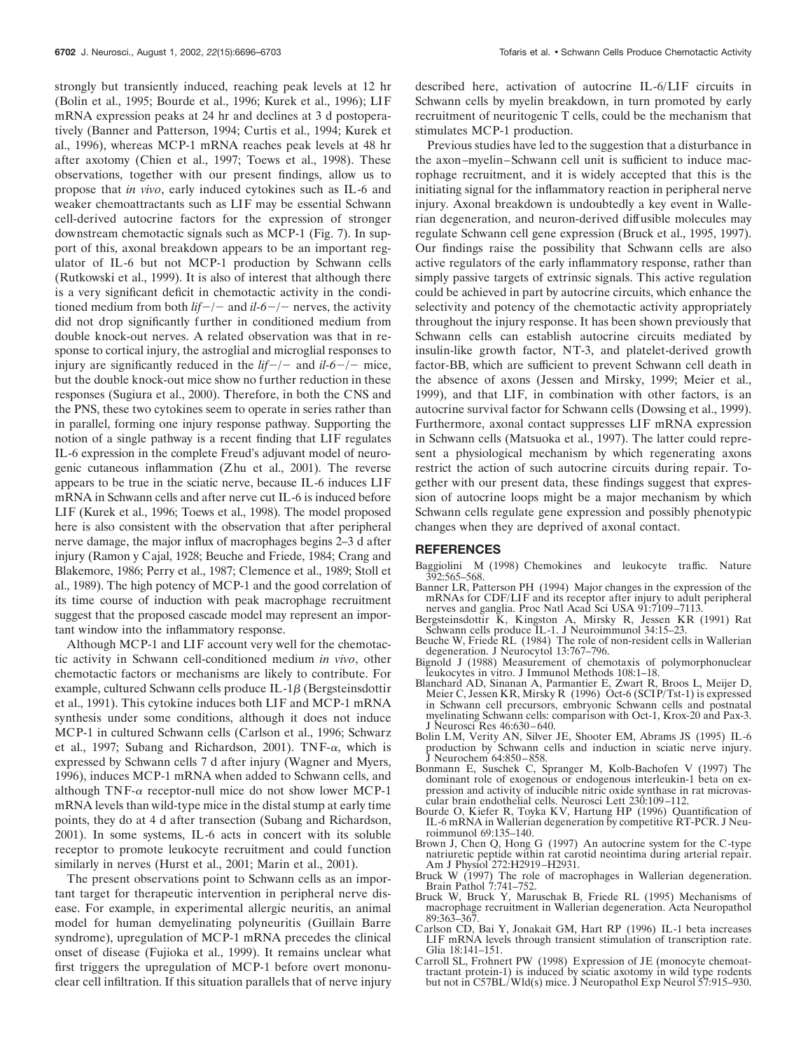strongly but transiently induced, reaching peak levels at 12 hr (Bolin et al., 1995; Bourde et al., 1996; Kurek et al., 1996); LIF mRNA expression peaks at 24 hr and declines at 3 d postoperatively (Banner and Patterson, 1994; Curtis et al., 1994; Kurek et al., 1996), whereas MCP-1 mRNA reaches peak levels at 48 hr after axotomy (Chien et al., 1997; Toews et al., 1998). These observations, together with our present findings, allow us to propose that *in vivo*, early induced cytokines such as IL-6 and weaker chemoattractants such as LIF may be essential Schwann cell-derived autocrine factors for the expression of stronger downstream chemotactic signals such as MCP-1 (Fig. 7). In support of this, axonal breakdown appears to be an important regulator of IL-6 but not MCP-1 production by Schwann cells (Rutkowski et al., 1999). It is also of interest that although there is a very significant deficit in chemotactic activity in the conditioned medium from both *lif*−/− and *il-6*−/− nerves, the activity did not drop significantly further in conditioned medium from double knock-out nerves. A related observation was that in response to cortical injury, the astroglial and microglial responses to injury are significantly reduced in the *lif*−/− and *il-6*−/− mice, but the double knock-out mice show no further reduction in these responses (Sugiura et al., 2000). Therefore, in both the CNS and the PNS, these two cytokines seem to operate in series rather than in parallel, forming one injury response pathway. Supporting the notion of a single pathway is a recent finding that LIF regulates IL-6 expression in the complete Freud's adjuvant model of neurogenic cutaneous inflammation (Zhu et al., 2001). The reverse appears to be true in the sciatic nerve, because IL-6 induces LIF mRNA in Schwann cells and after nerve cut IL-6 is induced before LIF (Kurek et al., 1996; Toews et al., 1998). The model proposed here is also consistent with the observation that after peripheral nerve damage, the major influx of macrophages begins 2–3 d after injury (Ramon y Cajal, 1928; Beuche and Friede, 1984; Crang and Blakemore, 1986; Perry et al., 1987; Clemence et al., 1989; Stoll et al., 1989). The high potency of MCP-1 and the good correlation of its time course of induction with peak macrophage recruitment suggest that the proposed cascade model may represent an important window into the inflammatory response.

Although MCP-1 and LIF account very well for the chemotactic activity in Schwann cell-conditioned medium *in vivo*, other chemotactic factors or mechanisms are likely to contribute. For example, cultured Schwann cells produce IL-1β (Bergsteinsdottir et al., 1991). This cytokine induces both LIF and MCP-1 mRNA synthesis under some conditions, although it does not induce MCP-1 in cultured Schwann cells (Carlson et al., 1996; Schwarz et al., 1997; Subang and Richardson, 2001). TNF-α, which is expressed by Schwann cells 7 d after injury (Wagner and Myers, 1996), induces MCP-1 mRNA when added to Schwann cells, and although TNF-α receptor-null mice do not show lower MCP-1 mRNA levels than wild-type mice in the distal stump at early time points, they do at 4 d after transection (Subang and Richardson, 2001). In some systems, IL-6 acts in concert with its soluble receptor to promote leukocyte recruitment and could function similarly in nerves (Hurst et al., 2001; Marin et al., 2001).

The present observations point to Schwann cells as an important target for therapeutic intervention in peripheral nerve disease. For example, in experimental allergic neuritis, an animal model for human demyelinating polyneuritis (Guillain Barre syndrome), upregulation of MCP-1 mRNA precedes the clinical onset of disease (Fujioka et al., 1999). It remains unclear what first triggers the upregulation of MCP-1 before overt mononuclear cell infiltration. If this situation parallels that of nerve injury described here, activation of autocrine IL-6/LIF circuits in Schwann cells by myelin breakdown, in turn promoted by early recruitment of neuritogenic T cells, could be the mechanism that stimulates MCP-1 production.

Previous studies have led to the suggestion that a disturbance in the axon–myelin–Schwann cell unit is sufficient to induce macrophage recruitment, and it is widely accepted that this is the initiating signal for the inflammatory reaction in peripheral nerve injury. Axonal breakdown is undoubtedly a key event in Wallerian degeneration, and neuron-derived diffusible molecules may regulate Schwann cell gene expression (Bruck et al., 1995, 1997). Our findings raise the possibility that Schwann cells are also active regulators of the early inflammatory response, rather than simply passive targets of extrinsic signals. This active regulation could be achieved in part by autocrine circuits, which enhance the selectivity and potency of the chemotactic activity appropriately throughout the injury response. It has been shown previously that Schwann cells can establish autocrine circuits mediated by insulin-like growth factor, NT-3, and platelet-derived growth factor-BB, which are sufficient to prevent Schwann cell death in the absence of axons (Jessen and Mirsky, 1999; Meier et al., 1999), and that LIF, in combination with other factors, is an autocrine survival factor for Schwann cells (Dowsing et al., 1999). Furthermore, axonal contact suppresses LIF mRNA expression in Schwann cells (Matsuoka et al., 1997). The latter could represent a physiological mechanism by which regenerating axons restrict the action of such autocrine circuits during repair. Together with our present data, these findings suggest that expression of autocrine loops might be a major mechanism by which Schwann cells regulate gene expression and possibly phenotypic changes when they are deprived of axonal contact.

## REFERENCES

Baggiolini M (1998) Chemokines and leukocyte traffic. Nature 392:565–568.

Banner LR, Patterson PH (1994) Major changes in the expression of the mRNAs for CDF/LIF and its receptor after injury to adult peripheral nerves and ganglia. Proc Natl Acad Sci USA 91:7109–7113.

Bergsteinsdottir K, Kingston A, Mirsky R, Jessen KR (1991) Rat Schwann cells produce IL-1. J Neuroimmunol 34:15–23.

Beuche W, Friede RL (1984) The role of non-resident cells in Wallerian degeneration. J Neurocytol 13:767–796.

Bignold J (1988) Measurement of chemotaxis of polymorphonuclear leukocytes in vitro. J Immunol Methods 108:1–18.

Blanchard AD, Sinanan A, Parmantier E, Zwart R, Broos L, Meijer D, Meier C, Jessen KR, Mirsky R (1996) Oct-6 (SCIP/Tst-1) is expressed in Schwann cell precursors, embryonic Schwann cells and postnatal myelinating Schwann cells: comparison with Oct-1, Krox-20 and Pax-3. J Neurosci Res 46:630–640.

Bolin LM, Verity AN, Silver JE, Shooter EM, Abrams JS (1995) IL-6 production by Schwann cells and induction in sciatic nerve injury. J Neurochem 64:850–858.

Bonmann E, Suschek C, Spranger M, Kolb-Bachofen V (1997) The dominant role of exogenous or endogenous interleukin-1 beta on expression and activity of inducible nitric oxide synthase in rat microvascular brain endothelial cells. Neurosci Lett 230:109–112.

Bourde O, Kiefer R, Toyka KV, Hartung HP (1996) Quantification of IL-6 mRNA in Wallerian degeneration by competitive RT-PCR. J Neuroimmunol 69:135–140.

Brown J, Chen Q, Hong G (1997) An autocrine system for the C-type natriuretic peptide within rat carotid neointima during arterial repair. Am J Physiol 272:H2919–H2931.

Bruck W (1997) The role of macrophages in Wallerian degeneration. Brain Pathol 7:741–752.

Bruck W, Bruck Y, Maruschak B, Friede RL (1995) Mechanisms of macrophage recruitment in Wallerian degeneration. Acta Neuropathol 89:363–367.

Carlson CD, Bai Y, Jonakait GM, Hart RP (1996) IL-1 beta increases LIF mRNA levels through transient stimulation of transcription rate. Glia 18:141–151.

Carroll SL, Frohnert PW (1998) Expression of JE (monocyte chemoattractant protein-1) is induced by sciatic axotomy in wild type rodents but not in C57BL/Wld(s) mice. J Neuropathol Exp Neurol 57:915–930.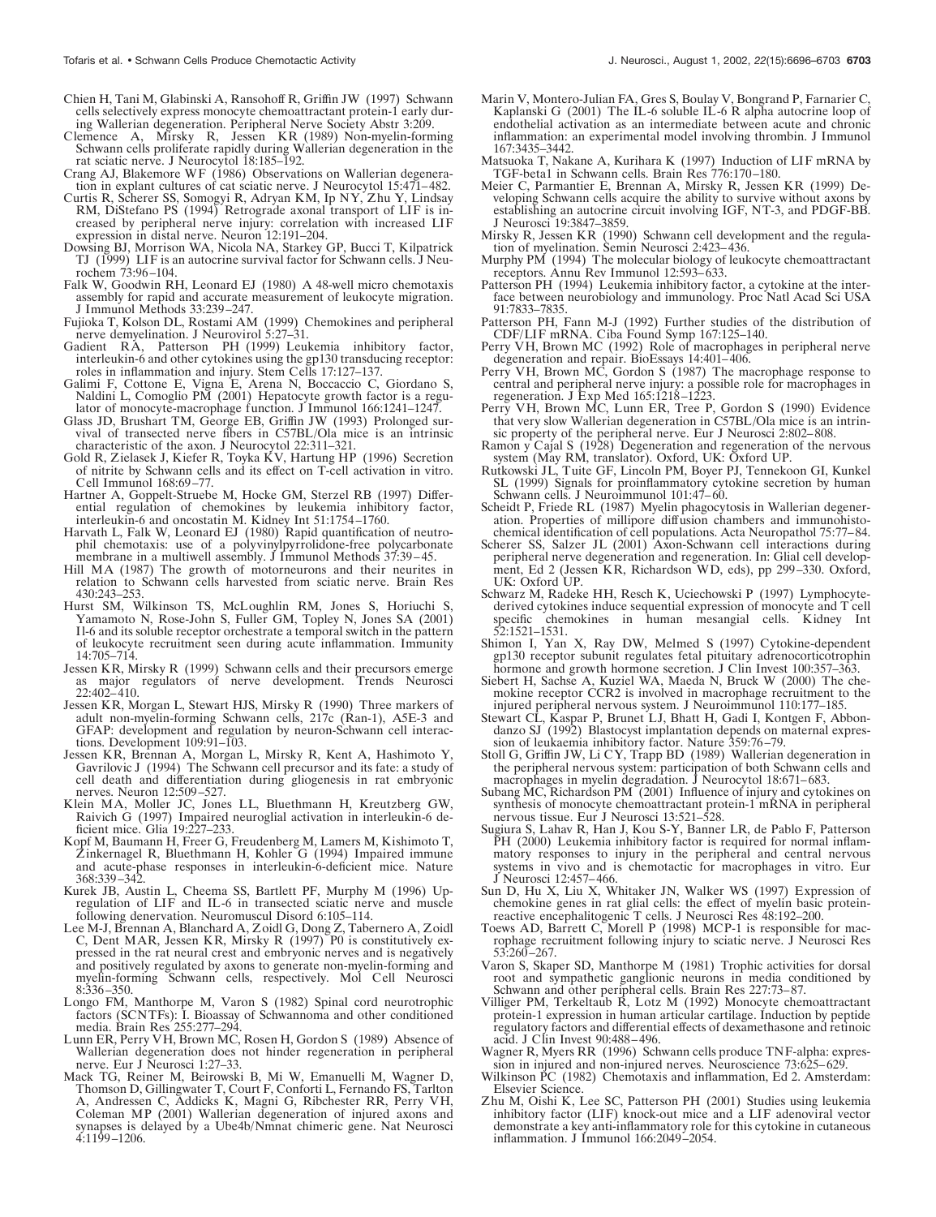Chien H, Tani M, Glabinski A, Ransohoff R, Griffin JW (1997) Schwann cells selectively express monocyte chemoattractant protein-1 early during Wallerian degeneration. Peripheral Nerve Society Abstr 3:209.

Clemence A, Mirsky R, Jessen KR (1989) Non-myelin-forming Schwann cells proliferate rapidly during Wallerian degeneration in the rat sciatic nerve. J Neurocytol 18:185–192.

Crang AJ, Blakemore WF (1986) Observations on Wallerian degeneration in explant cultures of cat sciatic nerve. J Neurocytol 15:471–482.

Curtis R, Scherer SS, Somogyi R, Adryan KM, Ip NY, Zhu Y, Lindsay RM, DiStefano PS (1994) Retrograde axonal transport of LIF is increased by peripheral nerve injury: correlation with increased LIF expression in distal nerve. Neuron 12:191–204.

Dowsing BJ, Morrison WA, Nicola NA, Starkey GP, Bucci T, Kilpatrick TJ (1999) LIF is an autocrine survival factor for Schwann cells. J Neurochem 73:96–104.

Falk W, Goodwin RH, Leonard EJ (1980) A 48-well micro chemotaxis assembly for rapid and accurate measurement of leukocyte migration. J Immunol Methods 33:239–247.

Fujioka T, Kolson DL, Rostami AM (1999) Chemokines and peripheral nerve demyelination. J Neurovirol 5:27–31.

Gadient RA, Patterson PH (1999) Leukemia inhibitory factor, interleukin-6 and other cytokines using the gp130 transducing receptor: roles in inflammation and injury. Stem Cells 17:127–137.

Galimi F, Cottone E, Vigna E, Arena N, Boccaccio C, Giordano S, Naldini L, Comoglio PM (2001) Hepatocyte growth factor is a regulator of monocyte-macrophage function. J Immunol 166:1241–1247.

Glass JD, Brushart TM, George EB, Griffin JW (1993) Prolonged survival of transected nerve fibers in C57BL/Ola mice is an intrinsic characteristic of the axon. J Neurocytol 22:311–321.

Gold R, Zielasek J, Kiefer R, Toyka KV, Hartung HP (1996) Secretion of nitrite by Schwann cells and its effect on T-cell activation in vitro. Cell Immunol 168:69–77.

Hartner A, Goppelt-Struebe M, Hocke GM, Sterzel RB (1997) Differential regulation of chemokines by leukemia inhibitory factor, interleukin-6 and oncostatin M. Kidney Int 51:1754–1760.

Harvath L, Falk W, Leonard EJ (1980) Rapid quantification of neutrophil chemotaxis: use of a polyvinylpyrrolidone-free polycarbonate membrane in a multiwell assembly. J Immunol Methods 37:39–45.

Hill MA (1987) The growth of motorneurons and their neurites in relation to Schwann cells harvested from sciatic nerve. Brain Res 430:243–253.

Hurst SM, Wilkinson TS, McLoughlin RM, Jones S, Horiuchi S, Yamamoto N, Rose-John S, Fuller GM, Topley N, Jones SA (2001) Il-6 and its soluble receptor orchestrate a temporal switch in the pattern of leukocyte recruitment seen during acute inflammation. Immunity 14:705–714.

Jessen KR, Mirsky R (1999) Schwann cells and their precursors emerge as major regulators of nerve development. Trends Neurosci 22:402–410.

Jessen KR, Morgan L, Stewart HJS, Mirsky R (1990) Three markers of adult non-myelin-forming Schwann cells, 217c (Ran-1), A5E-3 and GFAP: development and regulation by neuron-Schwann cell interactions. Development 109:91–103.

Jessen KR, Brennan A, Morgan L, Mirsky R, Kent A, Hashimoto Y, Gavrilovic J (1994) The Schwann cell precursor and its fate: a study of cell death and differentiation during gliogenesis in rat embryonic nerves. Neuron 12:509–527.

Klein MA, Moller JC, Jones LL, Bluethmann H, Kreutzberg GW, Raivich G (1997) Impaired neuroglial activation in interleukin-6 deficient mice. Glia 19:227–233.

Kopf M, Baumann H, Freer G, Freudenberg M, Lamers M, Kishimoto T, Zinkernagel R, Bluethmann H, Kohler G (1994) Impaired immune and acute-phase responses in interleukin-6-deficient mice. Nature 368:339–342.

Kurek JB, Austin L, Cheema SS, Bartlett PF, Murphy M (1996) Up-regulation of LIF and IL-6 in transected sciatic nerve and muscle following denervation. Neuromuscul Disord 6:105–114.

Lee M-J, Brennan A, Blanchard A, Zoidl G, Dong Z, Tabernero A, Zoidl C, Dent MAR, Jessen KR, Mirsky R (1997) P0 is constitutively expressed in the rat neural crest and embryonic nerves and is negatively and positively regulated by axons to generate non-myelin-forming and myelin-forming Schwann cells, respectively. Mol Cell Neurosci 8:336–350.

Longo FM, Manthorpe M, Varon S (1982) Spinal cord neurotrophic factors (SCNTFs): I. Bioassay of Schwannoma and other conditioned media. Brain Res 255:277–294.

Lunn ER, Perry VH, Brown MC, Rosen H, Gordon S (1989) Absence of Wallerian degeneration does not hinder regeneration in peripheral nerve. Eur J Neurosci 1:27–33.

Mack TG, Reiner M, Beirowski B, Mi W, Emanuelli M, Wagner D, Thomson D, Gillingwater T, Court F, Conforti L, Fernando FS, Tarlton A, Andressen C, Addicks K, Magni G, Ribchester RR, Perry VH, Coleman MP (2001) Wallerian degeneration of injured axons and synapses is delayed by a Ube4b/Nmnat chimeric gene. Nat Neurosci 4:1199–1206.

Marin V, Montero-Julian FA, Gres S, Boulay V, Bongrand P, Farnarier C, Kaplanski G (2001) The IL-6 soluble IL-6 R alpha autocrine loop of endothelial activation as an intermediate between acute and chronic inflammation: an experimental model involving thrombin. J Immunol 167:3435–3442.

Matsuoka T, Nakane A, Kurihara K (1997) Induction of LIF mRNA by TGF-beta1 in Schwann cells. Brain Res 776:170–180.

Meier C, Parmantier E, Brennan A, Mirsky R, Jessen KR (1999) Developing Schwann cells acquire the ability to survive without axons by establishing an autocrine circuit involving IGF, NT-3, and PDGF-BB. J Neurosci 19:3847–3859.

Mirsky R, Jessen KR (1990) Schwann cell development and the regulation of myelination. Semin Neurosci 2:423–436.

Murphy PM (1994) The molecular biology of leukocyte chemoattractant receptors. Annu Rev Immunol 12:593–633.

Patterson PH (1994) Leukemia inhibitory factor, a cytokine at the interface between neurobiology and immunology. Proc Natl Acad Sci USA 91:7833–7835.

Patterson PH, Fann M-J (1992) Further studies of the distribution of CDF/LIF mRNA. Ciba Found Symp 167:125–140.

Perry VH, Brown MC (1992) Role of macrophages in peripheral nerve degeneration and repair. BioEssays 14:401–406.

Perry VH, Brown MC, Gordon S (1987) The macrophage response to central and peripheral nerve injury: a possible role for macrophages in regeneration. J Exp Med 165:1218–1223.

Perry VH, Brown MC, Lunn ER, Tree P, Gordon S (1990) Evidence that very slow Wallerian degeneration in C57BL/Ola mice is an intrinsic property of the peripheral nerve. Eur J Neurosci 2:802–808.

Ramon y Cajal S (1928) Degeneration and regeneration of the nervous system (May RM, translator). Oxford, UK: Oxford UP.

Rutkowski JL, Tuite GF, Lincoln PM, Boyer PJ, Tennekoon GI, Kunkel SL (1999) Signals for proinflammatory cytokine secretion by human Schwann cells. J Neuroimmunol 101:47–60.

Scheidt P, Friede RL (1987) Myelin phagocytosis in Wallerian degeneration. Properties of millipore diffusion chambers and immunohistochemical identification of cell populations. Acta Neuropathol 75:77–84.

Scherer SS, Salzer JL (2001) Axon-Schwann cell interactions during peripheral nerve degeneration and regeneration. In: Glial cell development, Ed 2 (Jessen KR, Richardson WD, eds), pp 299–330. Oxford, UK: Oxford UP.

Schwarz M, Radeke HH, Resch K, Uciechowski P (1997) Lymphocyte-derived cytokines induce sequential expression of monocyte and T cell specific chemokines in human mesangial cells. Kidney Int 52:1521–1531.

Shimon I, Yan X, Ray DW, Melmed S (1997) Cytokine-dependent gp130 receptor subunit regulates fetal pituitary adrenocorticotrophin hormone and growth hormone secretion. J Clin Invest 100:357–363.

Siebert H, Sachse A, Kuziel WA, Maeda N, Bruck W (2000) The chemokine receptor CCR2 is involved in macrophage recruitment to the injured peripheral nervous system. J Neuroimmunol 110:177–185.

Stewart CL, Kaspar P, Brunet LJ, Bhatt H, Gadi I, Kontgen F, Abbondanzo SJ (1992) Blastocyst implantation depends on maternal expression of leukaemia inhibitory factor. Nature 359:76–79.

Stoll G, Griffin JW, Li CY, Trapp BD (1989) Wallerian degeneration in the peripheral nervous system: participation of both Schwann cells and macrophages in myelin degradation. J Neurocytol 18:671–683.

Subang MC, Richardson PM (2001) Influence of injury and cytokines on synthesis of monocyte chemoattractant protein-1 mRNA in peripheral nervous tissue. Eur J Neurosci 13:521–528.

Sugiura S, Lahav R, Han J, Kou S-Y, Banner LR, de Pablo F, Patterson PH (2000) Leukemia inhibitory factor is required for normal inflammatory responses to injury in the peripheral and central nervous systems in vivo and is chemotactic for macrophages in vitro. Eur J Neurosci 12:457–466.

Sun D, Hu X, Liu X, Whitaker JN, Walker WS (1997) Expression of chemokine genes in rat glial cells: the effect of myelin basic protein-reactive encephalitogenic T cells. J Neurosci Res 48:192–200.

Toews AD, Barrett C, Morell P (1998) MCP-1 is responsible for macrophage recruitment following injury to sciatic nerve. J Neurosci Res 53:260–267.

Varon S, Skaper SD, Manthorpe M (1981) Trophic activities for dorsal root and sympathetic ganglionic neurons in media conditioned by Schwann and other peripheral cells. Brain Res 227:73–87.

Villiger PM, Terkeltaub R, Lotz M (1992) Monocyte chemoattractant protein-1 expression in human articular cartilage. Induction by peptide regulatory factors and differential effects of dexamethasone and retinoic acid. J Clin Invest 90:488–496.

Wagner R, Myers RR (1996) Schwann cells produce TNF-alpha: expression in injured and non-injured nerves. Neuroscience 73:625–629.

Wilkinson PC (1982) Chemotaxis and inflammation, Ed 2. Amsterdam: Elsevier Science.

Zhu M, Oishi K, Lee SC, Patterson PH (2001) Studies using leukemia inhibitory factor (LIF) knock-out mice and a LIF adenoviral vector demonstrate a key anti-inflammatory role for this cytokine in cutaneous inflammation. J Immunol 166:2049–2054.